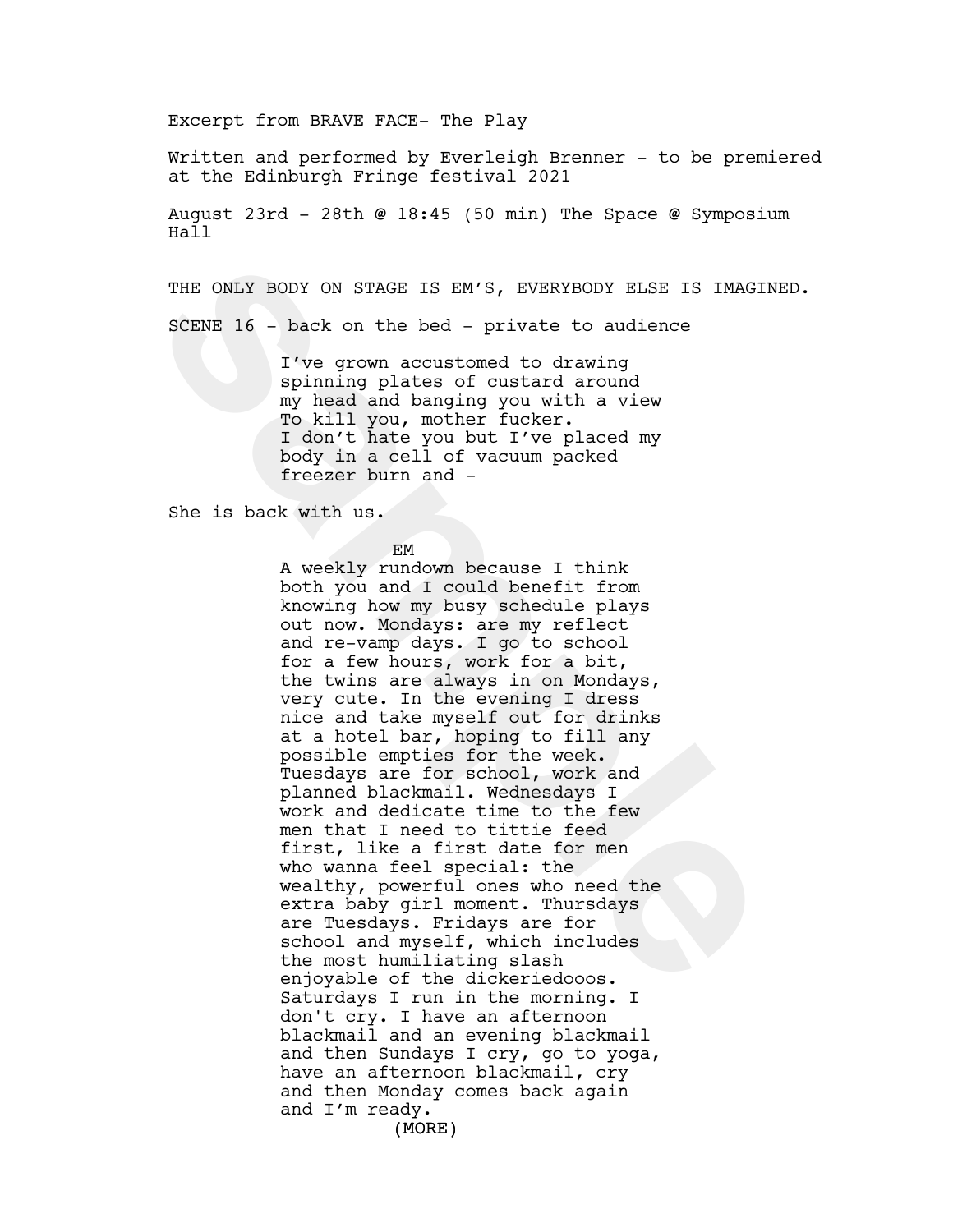Excerpt from BRAVE FACE- The Play

Written and performed by Everleigh Brenner - to be premiered at the Edinburgh Fringe festival 2021

August 23rd - 28th @ 18:45 (50 min) The Space @ Symposium Hall

THE ONLY BODY ON STAGE IS EM'S, EVERYBODY ELSE IS IMAGINED.

SCENE 16 - back on the bed - private to audience

> I've grown accustomed to drawing spinning plates of custard around my head and banging you with a view To kill you, mother fucker.
> I don't hate you but I've placed my body in a cell of vacuum packed freezer burn and -

She is back with us.

EM

> A weekly rundown because I think both you and I could benefit from knowing how my busy schedule plays out now. Mondays: are my reflect and re-vamp days. I go to school for a few hours, work for a bit, the twins are always in on Mondays, very cute. In the evening I dress nice and take myself out for drinks at a hotel bar, hoping to fill any possible empties for the week. Tuesdays are for school, work and planned blackmail. Wednesdays I work and dedicate time to the few men that I need to tittie feed first, like a first date for men who wanna feel special: the wealthy, powerful ones who need the extra baby girl moment. Thursdays are Tuesdays. Fridays are for school and myself, which includes the most humiliating slash enjoyable of the dickeriedooos. Saturdays I run in the morning. I don't cry. I have an afternoon blackmail and an evening blackmail and then Sundays I cry, go to yoga, have an afternoon blackmail, cry and then Monday comes back again and I'm ready.

(MORE)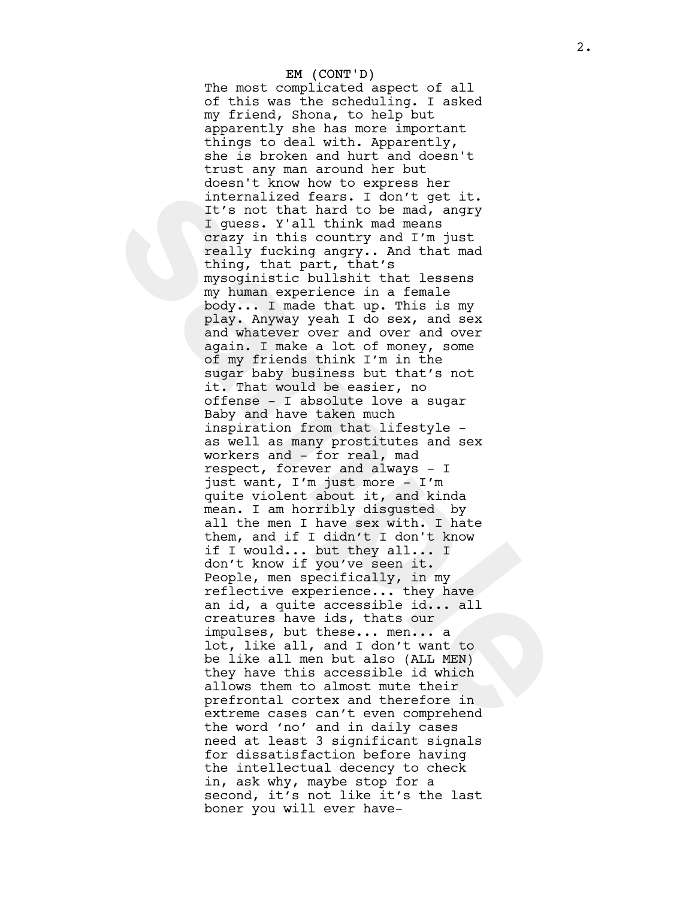EM (CONT'D)

The most complicated aspect of all of this was the scheduling. I asked my friend, Shona, to help but apparently she has more important things to deal with. Apparently, she is broken and hurt and doesn't trust any man around her but doesn't know how to express her internalized fears. I don't get it. It's not that hard to be mad, angry I guess. Y'all think mad means crazy in this country and I'm just really fucking angry.. And that mad thing, that part, that's mysoginistic bullshit that lessens my human experience in a female body... I made that up. This is my play. Anyway yeah I do sex, and sex and whatever over and over and over again. I make a lot of money, some of my friends think I'm in the sugar baby business but that's not it. That would be easier, no offense - I absolute love a sugar Baby and have taken much inspiration from that lifestyle - as well as many prostitutes and sex workers and - for real, mad respect, forever and always - I just want, I'm just more - I'm quite violent about it, and kinda mean. I am horribly disgusted by all the men I have sex with. I hate them, and if I didn't I don't know if I would... but they all... I don't know if you've seen it. People, men specifically, in my reflective experience... they have an id, a quite accessible id... all creatures have ids, thats our impulses, but these... men... a lot, like all, and I don't want to be like all men but also (ALL MEN) they have this accessible id which allows them to almost mute their prefrontal cortex and therefore in extreme cases can't even comprehend the word 'no' and in daily cases need at least 3 significant signals for dissatisfaction before having the intellectual decency to check in, ask why, maybe stop for a second, it's not like it's the last boner you will ever have-